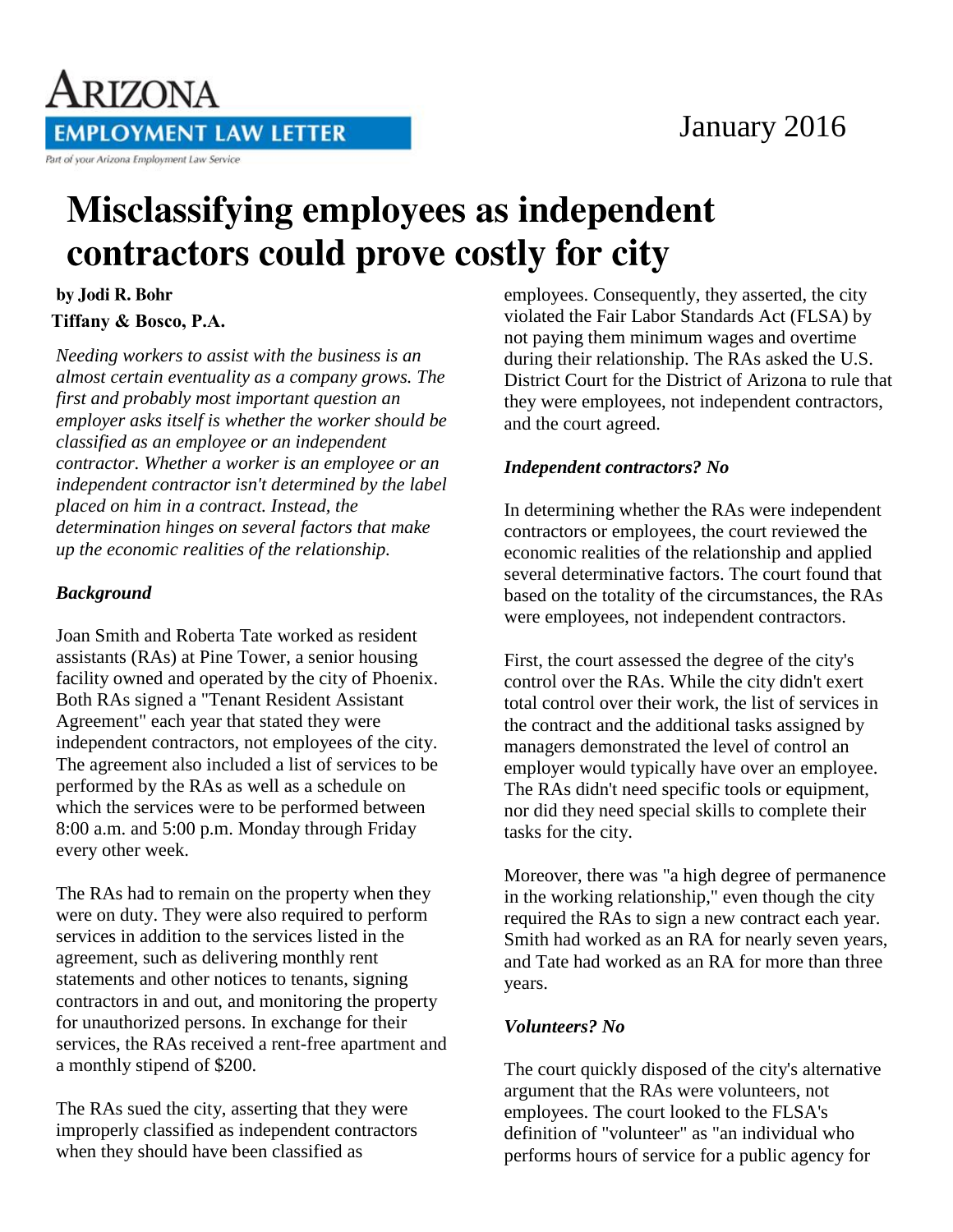# Arizona Employment Law Letter

Part of your Arizona Employment Law Service

January 2016

# Misclassifying employees as independent contractors could prove costly for city

**by Jodi R. Bohr**
**Tiffany & Bosco, P.A.**

*Needing workers to assist with the business is an almost certain eventuality as a company grows. The first and probably most important question an employer asks itself is whether the worker should be classified as an employee or an independent contractor. Whether a worker is an employee or an independent contractor isn't determined by the label placed on him in a contract. Instead, the determination hinges on several factors that make up the economic realities of the relationship.*

## *Background*

Joan Smith and Roberta Tate worked as resident assistants (RAs) at Pine Tower, a senior housing facility owned and operated by the city of Phoenix. Both RAs signed a "Tenant Resident Assistant Agreement" each year that stated they were independent contractors, not employees of the city. The agreement also included a list of services to be performed by the RAs as well as a schedule on which the services were to be performed between 8:00 a.m. and 5:00 p.m. Monday through Friday every other week.

The RAs had to remain on the property when they were on duty. They were also required to perform services in addition to the services listed in the agreement, such as delivering monthly rent statements and other notices to tenants, signing contractors in and out, and monitoring the property for unauthorized persons. In exchange for their services, the RAs received a rent-free apartment and a monthly stipend of $200.

The RAs sued the city, asserting that they were improperly classified as independent contractors when they should have been classified as employees. Consequently, they asserted, the city violated the Fair Labor Standards Act (FLSA) by not paying them minimum wages and overtime during their relationship. The RAs asked the U.S. District Court for the District of Arizona to rule that they were employees, not independent contractors, and the court agreed.

## *Independent contractors? No*

In determining whether the RAs were independent contractors or employees, the court reviewed the economic realities of the relationship and applied several determinative factors. The court found that based on the totality of the circumstances, the RAs were employees, not independent contractors.

First, the court assessed the degree of the city's control over the RAs. While the city didn't exert total control over their work, the list of services in the contract and the additional tasks assigned by managers demonstrated the level of control an employer would typically have over an employee. The RAs didn't need specific tools or equipment, nor did they need special skills to complete their tasks for the city.

Moreover, there was "a high degree of permanence in the working relationship," even though the city required the RAs to sign a new contract each year. Smith had worked as an RA for nearly seven years, and Tate had worked as an RA for more than three years.

## *Volunteers? No*

The court quickly disposed of the city's alternative argument that the RAs were volunteers, not employees. The court looked to the FLSA's definition of "volunteer" as "an individual who performs hours of service for a public agency for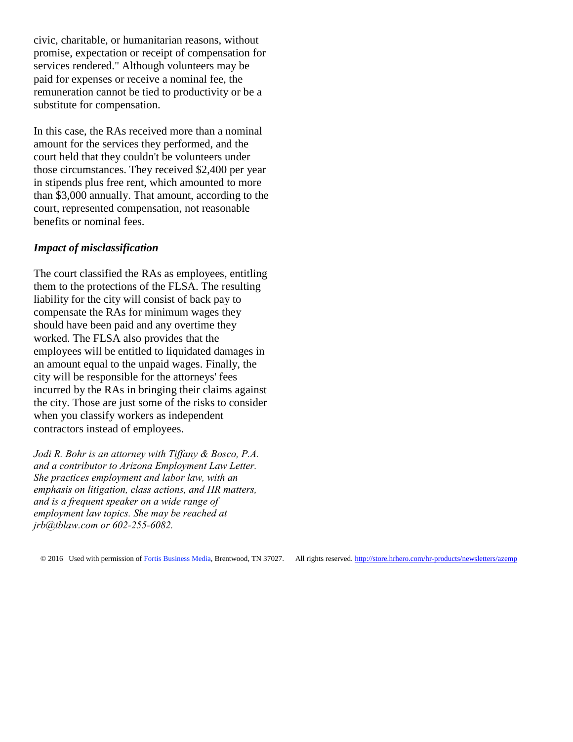civic, charitable, or humanitarian reasons, without promise, expectation or receipt of compensation for services rendered." Although volunteers may be paid for expenses or receive a nominal fee, the remuneration cannot be tied to productivity or be a substitute for compensation.

In this case, the RAs received more than a nominal amount for the services they performed, and the court held that they couldn't be volunteers under those circumstances. They received $2,400 per year in stipends plus free rent, which amounted to more than $3,000 annually. That amount, according to the court, represented compensation, not reasonable benefits or nominal fees.

***Impact of misclassification***

The court classified the RAs as employees, entitling them to the protections of the FLSA. The resulting liability for the city will consist of back pay to compensate the RAs for minimum wages they should have been paid and any overtime they worked. The FLSA also provides that the employees will be entitled to liquidated damages in an amount equal to the unpaid wages. Finally, the city will be responsible for the attorneys' fees incurred by the RAs in bringing their claims against the city. Those are just some of the risks to consider when you classify workers as independent contractors instead of employees.

*Jodi R. Bohr is an attorney with Tiffany & Bosco, P.A. and a contributor to Arizona Employment Law Letter. She practices employment and labor law, with an emphasis on litigation, class actions, and HR matters, and is a frequent speaker on a wide range of employment law topics. She may be reached at jrb@tblaw.com or 602-255-6082.*

© 2016 Used with permission of Fortis Business Media, Brentwood, TN 37027. All rights reserved. http://store.hrhero.com/hr-products/newsletters/azemp